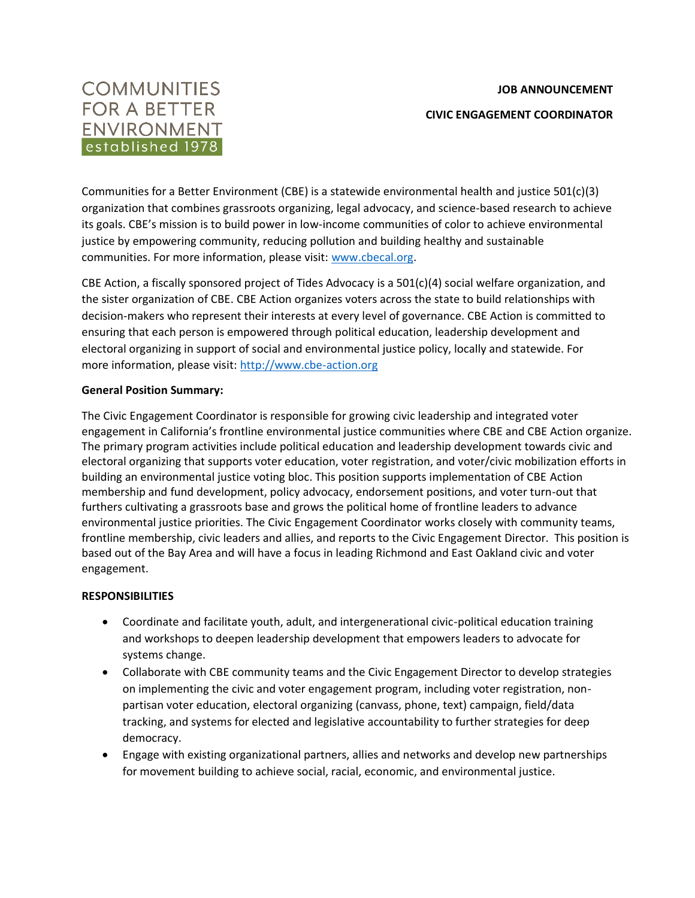COMMUNITIES FOR A BETTER ENVIRONMENT
established 1978

**JOB ANNOUNCEMENT**

**CIVIC ENGAGEMENT COORDINATOR**

Communities for a Better Environment (CBE) is a statewide environmental health and justice 501(c)(3) organization that combines grassroots organizing, legal advocacy, and science-based research to achieve its goals. CBE's mission is to build power in low-income communities of color to achieve environmental justice by empowering community, reducing pollution and building healthy and sustainable communities. For more information, please visit: [www.cbecal.org](www.cbecal.org).

CBE Action, a fiscally sponsored project of Tides Advocacy is a 501(c)(4) social welfare organization, and the sister organization of CBE. CBE Action organizes voters across the state to build relationships with decision-makers who represent their interests at every level of governance. CBE Action is committed to ensuring that each person is empowered through political education, leadership development and electoral organizing in support of social and environmental justice policy, locally and statewide. For more information, please visit: [http://www.cbe-action.org](http://www.cbe-action.org)

**General Position Summary:**

The Civic Engagement Coordinator is responsible for growing civic leadership and integrated voter engagement in California's frontline environmental justice communities where CBE and CBE Action organize. The primary program activities include political education and leadership development towards civic and electoral organizing that supports voter education, voter registration, and voter/civic mobilization efforts in building an environmental justice voting bloc. This position supports implementation of CBE Action membership and fund development, policy advocacy, endorsement positions, and voter turn-out that furthers cultivating a grassroots base and grows the political home of frontline leaders to advance environmental justice priorities. The Civic Engagement Coordinator works closely with community teams, frontline membership, civic leaders and allies, and reports to the Civic Engagement Director. This position is based out of the Bay Area and will have a focus in leading Richmond and East Oakland civic and voter engagement.

**RESPONSIBILITIES**

- Coordinate and facilitate youth, adult, and intergenerational civic-political education training and workshops to deepen leadership development that empowers leaders to advocate for systems change.
- Collaborate with CBE community teams and the Civic Engagement Director to develop strategies on implementing the civic and voter engagement program, including voter registration, non-partisan voter education, electoral organizing (canvass, phone, text) campaign, field/data tracking, and systems for elected and legislative accountability to further strategies for deep democracy.
- Engage with existing organizational partners, allies and networks and develop new partnerships for movement building to achieve social, racial, economic, and environmental justice.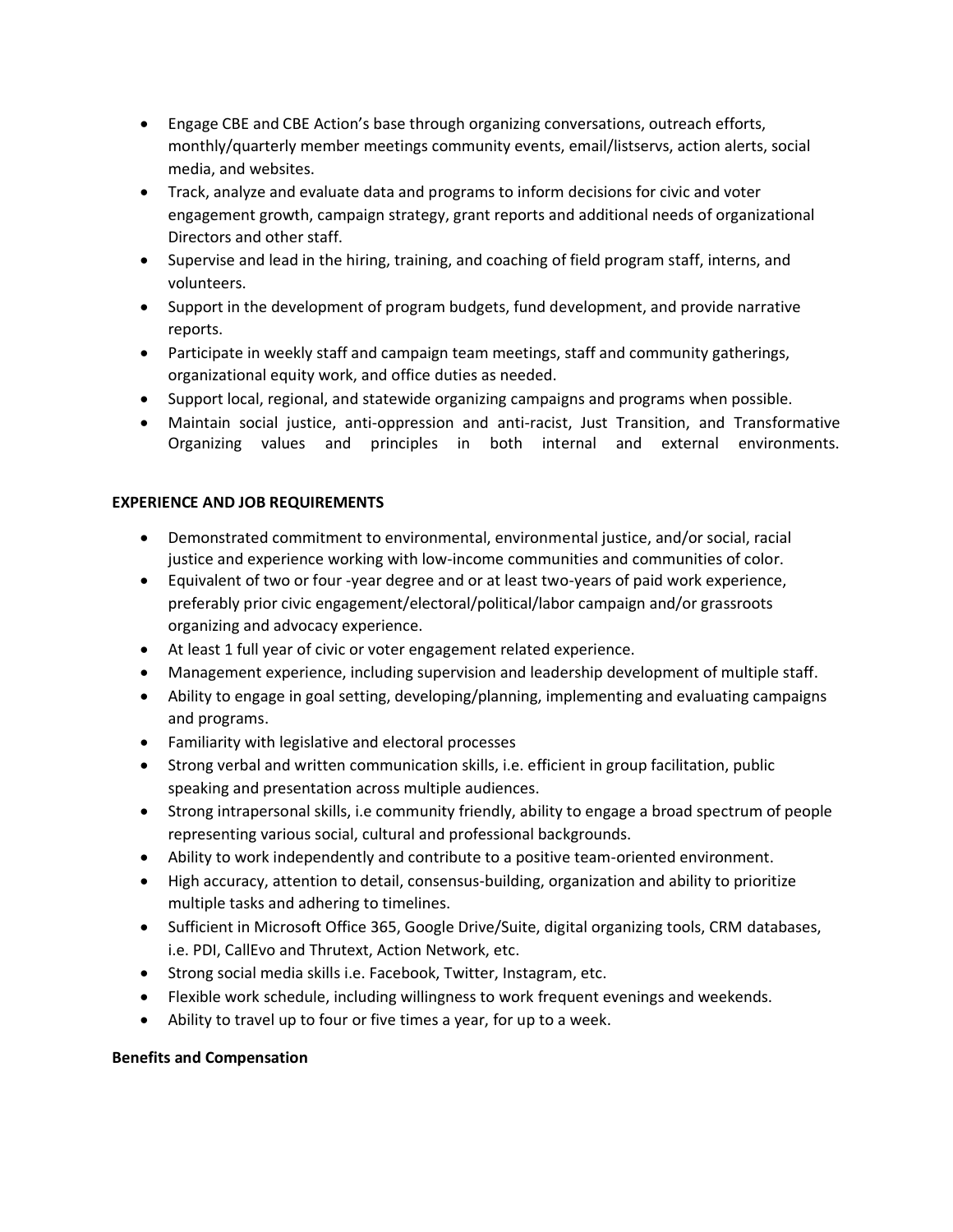- Engage CBE and CBE Action's base through organizing conversations, outreach efforts, monthly/quarterly member meetings community events, email/listservs, action alerts, social media, and websites.
- Track, analyze and evaluate data and programs to inform decisions for civic and voter engagement growth, campaign strategy, grant reports and additional needs of organizational Directors and other staff.
- Supervise and lead in the hiring, training, and coaching of field program staff, interns, and volunteers.
- Support in the development of program budgets, fund development, and provide narrative reports.
- Participate in weekly staff and campaign team meetings, staff and community gatherings, organizational equity work, and office duties as needed.
- Support local, regional, and statewide organizing campaigns and programs when possible.
- Maintain social justice, anti-oppression and anti-racist, Just Transition, and Transformative Organizing values and principles in both internal and external environments.

**EXPERIENCE AND JOB REQUIREMENTS**

- Demonstrated commitment to environmental, environmental justice, and/or social, racial justice and experience working with low-income communities and communities of color.
- Equivalent of two or four -year degree and or at least two-years of paid work experience, preferably prior civic engagement/electoral/political/labor campaign and/or grassroots organizing and advocacy experience.
- At least 1 full year of civic or voter engagement related experience.
- Management experience, including supervision and leadership development of multiple staff.
- Ability to engage in goal setting, developing/planning, implementing and evaluating campaigns and programs.
- Familiarity with legislative and electoral processes
- Strong verbal and written communication skills, i.e. efficient in group facilitation, public speaking and presentation across multiple audiences.
- Strong intrapersonal skills, i.e community friendly, ability to engage a broad spectrum of people representing various social, cultural and professional backgrounds.
- Ability to work independently and contribute to a positive team-oriented environment.
- High accuracy, attention to detail, consensus-building, organization and ability to prioritize multiple tasks and adhering to timelines.
- Sufficient in Microsoft Office 365, Google Drive/Suite, digital organizing tools, CRM databases, i.e. PDI, CallEvo and Thrutext, Action Network, etc.
- Strong social media skills i.e. Facebook, Twitter, Instagram, etc.
- Flexible work schedule, including willingness to work frequent evenings and weekends.
- Ability to travel up to four or five times a year, for up to a week.

**Benefits and Compensation**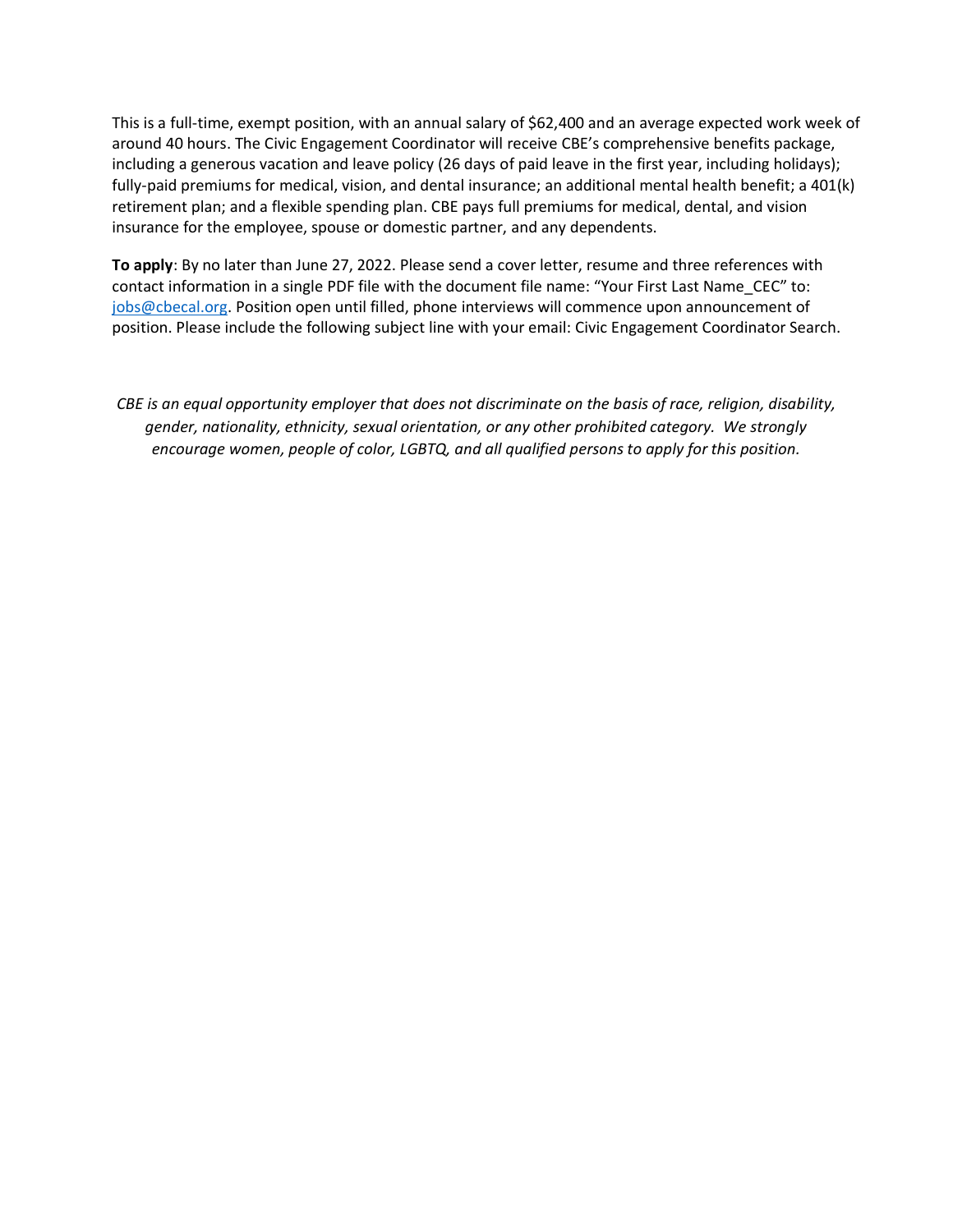This is a full-time, exempt position, with an annual salary of $62,400 and an average expected work week of around 40 hours. The Civic Engagement Coordinator will receive CBE's comprehensive benefits package, including a generous vacation and leave policy (26 days of paid leave in the first year, including holidays); fully-paid premiums for medical, vision, and dental insurance; an additional mental health benefit; a 401(k) retirement plan; and a flexible spending plan. CBE pays full premiums for medical, dental, and vision insurance for the employee, spouse or domestic partner, and any dependents.

**To apply**: By no later than June 27, 2022. Please send a cover letter, resume and three references with contact information in a single PDF file with the document file name: "Your First Last Name_CEC" to: [jobs@cbecal.org](mailto:jobs@cbecal.org). Position open until filled, phone interviews will commence upon announcement of position. Please include the following subject line with your email: Civic Engagement Coordinator Search.

*CBE is an equal opportunity employer that does not discriminate on the basis of race, religion, disability, gender, nationality, ethnicity, sexual orientation, or any other prohibited category. We strongly encourage women, people of color, LGBTQ, and all qualified persons to apply for this position.*